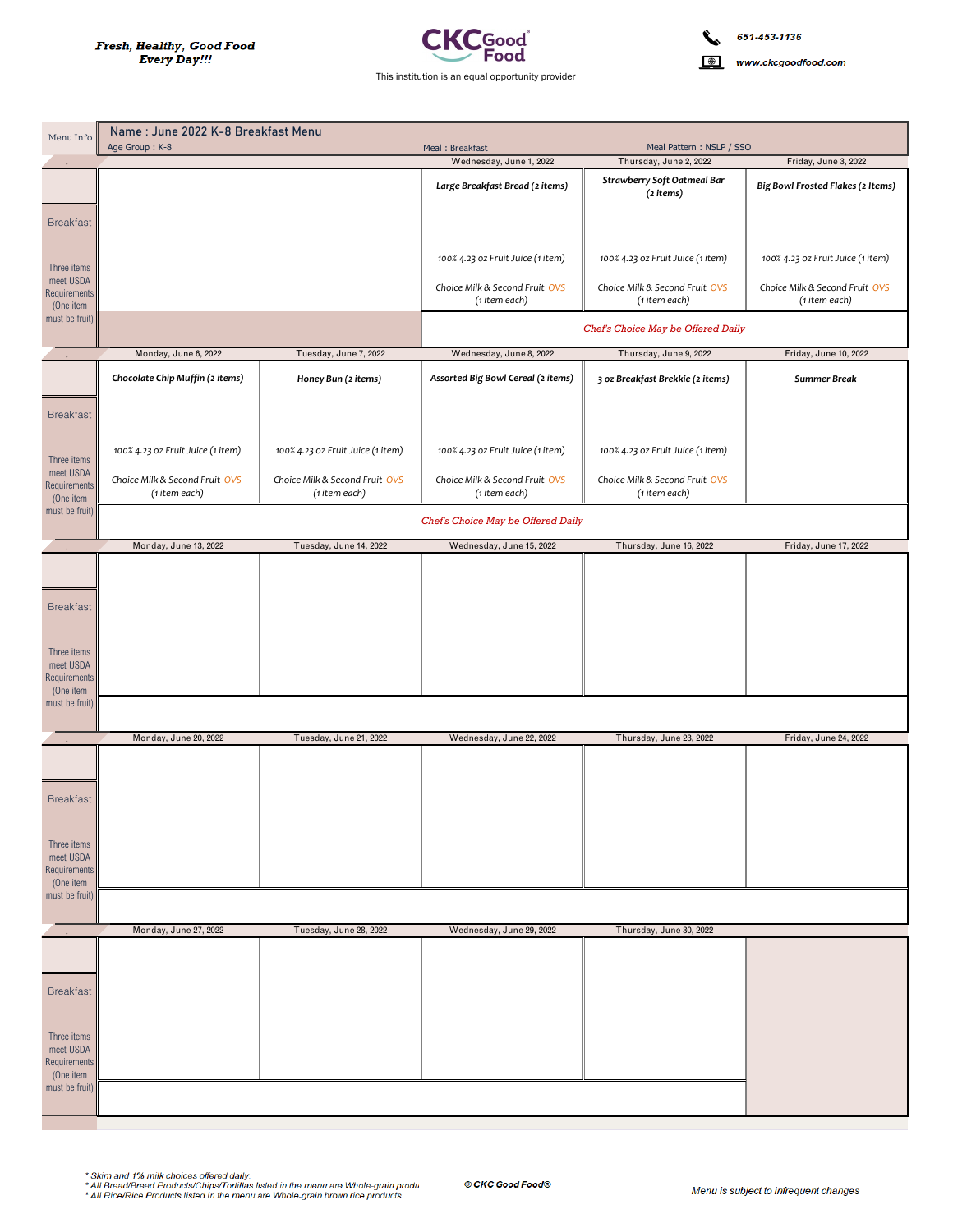Fresh, Healthy, Good Food
Every Day!!!

CKC Good Food

This institution is an equal opportunity provider

651-453-1136

www.ckcgoodfood.com

Menu Info

**Name : June 2022 K-8 Breakfast Menu**

Age Group : K-8 | Meal : Breakfast | Meal Pattern : NSLP / SSO

| | | | Wednesday, June 1, 2022 | Thursday, June 2, 2022 | Friday, June 3, 2022 |
|---|---|---|---|---|---|
| Breakfast<br>Three items meet USDA Requirements (One item must be fruit) | | | Large Breakfast Bread (2 items)<br>100% 4.23 oz Fruit Juice (1 item)<br>Choice Milk & Second Fruit OVS (1 item each) | Strawberry Soft Oatmeal Bar (2 items)<br>100% 4.23 oz Fruit Juice (1 item)<br>Choice Milk & Second Fruit OVS (1 item each) | Big Bowl Frosted Flakes (2 Items)<br>100% 4.23 oz Fruit Juice (1 item)<br>Choice Milk & Second Fruit OVS (1 item each) |
| | | | Chef's Choice May be Offered Daily | | |

| | Monday, June 6, 2022 | Tuesday, June 7, 2022 | Wednesday, June 8, 2022 | Thursday, June 9, 2022 | Friday, June 10, 2022 |
|---|---|---|---|---|---|
| Breakfast<br>Three items meet USDA Requirements (One item must be fruit) | Chocolate Chip Muffin (2 items)<br>100% 4.23 oz Fruit Juice (1 item)<br>Choice Milk & Second Fruit OVS (1 item each) | Honey Bun (2 items)<br>100% 4.23 oz Fruit Juice (1 item)<br>Choice Milk & Second Fruit OVS (1 item each) | Assorted Big Bowl Cereal (2 items)<br>100% 4.23 oz Fruit Juice (1 item)<br>Choice Milk & Second Fruit OVS (1 item each) | 3 oz Breakfast Brekkie (2 items)<br>100% 4.23 oz Fruit Juice (1 item)<br>Choice Milk & Second Fruit OVS (1 item each) | Summer Break |
| | Chef's Choice May be Offered Daily | | | | |

| | Monday, June 13, 2022 | Tuesday, June 14, 2022 | Wednesday, June 15, 2022 | Thursday, June 16, 2022 | Friday, June 17, 2022 |
|---|---|---|---|---|---|
| Breakfast<br>Three items meet USDA Requirements (One item must be fruit) | | | | | |

| | Monday, June 20, 2022 | Tuesday, June 21, 2022 | Wednesday, June 22, 2022 | Thursday, June 23, 2022 | Friday, June 24, 2022 |
|---|---|---|---|---|---|
| Breakfast<br>Three items meet USDA Requirements (One item must be fruit) | | | | | |

| | Monday, June 27, 2022 | Tuesday, June 28, 2022 | Wednesday, June 29, 2022 | Thursday, June 30, 2022 | |
|---|---|---|---|---|---|
| Breakfast<br>Three items meet USDA Requirements (One item must be fruit) | | | | | |

\* Skim and 1% milk choices offered daily.
\* All Bread/Bread Products/Chips/Tortillas listed in the menu are Whole-grain produ
\* All Rice/Rice Products listed in the menu are Whole-grain brown rice products.

© CKC Good Food®

Menu is subject to infrequent changes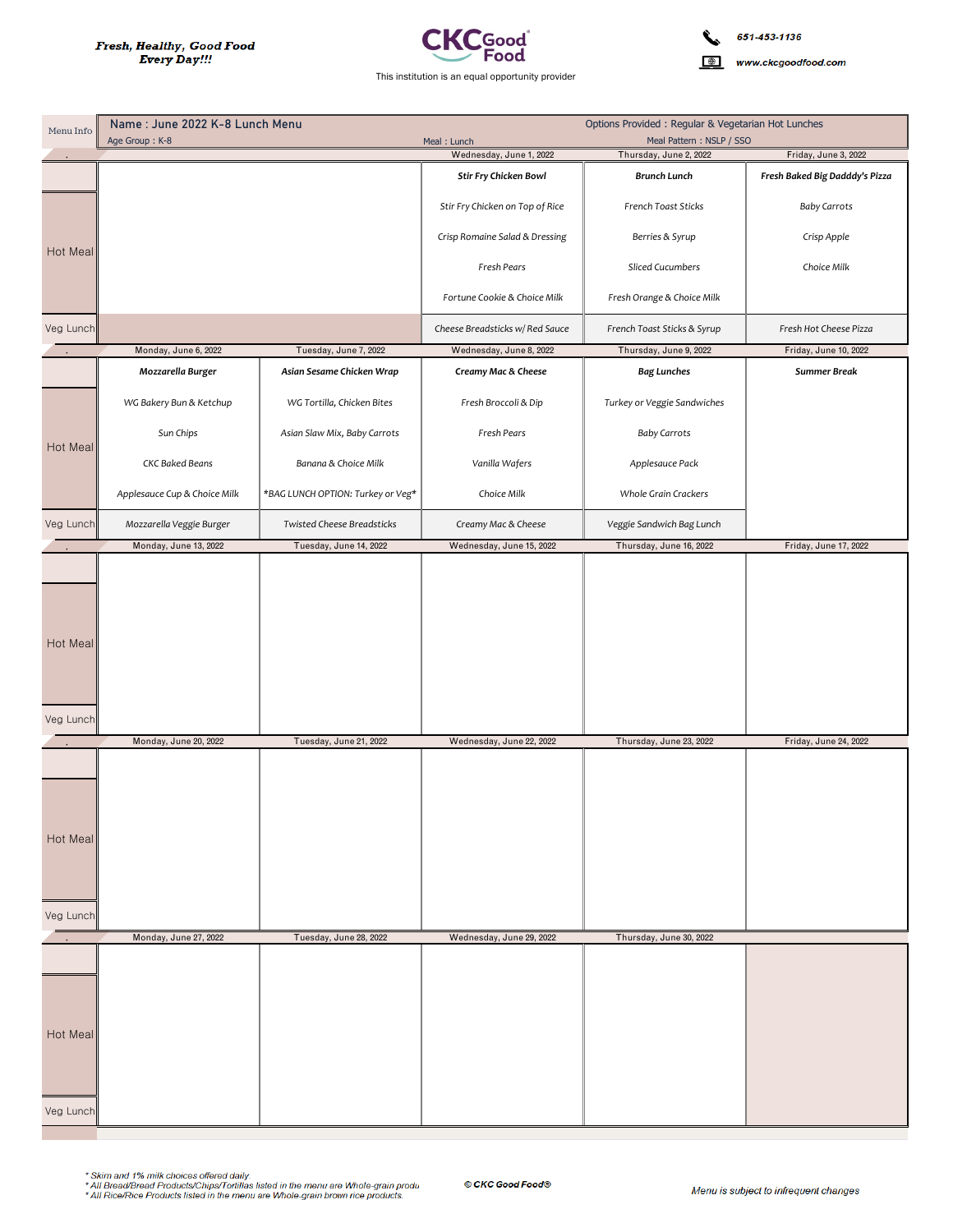Fresh, Healthy, Good Food
Every Day!!!

CKC Good Food

This institution is an equal opportunity provider

651-453-1136

www.ckcgoodfood.com

| Menu Info | Name : June 2022 K-8 Lunch Menu | | | Options Provided : Regular & Vegetarian Hot Lunches | |
|---|---|---|---|---|---|
| | Age Group : K-8 | | Meal : Lunch | Meal Pattern : NSLP / SSO | |
| . | | | Wednesday, June 1, 2022 | Thursday, June 2, 2022 | Friday, June 3, 2022 |
| Hot Meal | | | **Stir Fry Chicken Bowl** | **Brunch Lunch** | **Fresh Baked Big Dadddy's Pizza** |
| | | | Stir Fry Chicken on Top of Rice | French Toast Sticks | Baby Carrots |
| | | | Crisp Romaine Salad & Dressing | Berries & Syrup | Crisp Apple |
| | | | Fresh Pears | Sliced Cucumbers | Choice Milk |
| | | | Fortune Cookie & Choice Milk | Fresh Orange & Choice Milk | |
| Veg Lunch | | | Cheese Breadsticks w/ Red Sauce | French Toast Sticks & Syrup | Fresh Hot Cheese Pizza |
| . | Monday, June 6, 2022 | Tuesday, June 7, 2022 | Wednesday, June 8, 2022 | Thursday, June 9, 2022 | Friday, June 10, 2022 |
| Hot Meal | **Mozzarella Burger** | **Asian Sesame Chicken Wrap** | **Creamy Mac & Cheese** | **Bag Lunches** | **Summer Break** |
| | WG Bakery Bun & Ketchup | WG Tortilla, Chicken Bites | Fresh Broccoli & Dip | Turkey or Veggie Sandwiches | |
| | Sun Chips | Asian Slaw Mix, Baby Carrots | Fresh Pears | Baby Carrots | |
| | CKC Baked Beans | Banana & Choice Milk | Vanilla Wafers | Applesauce Pack | |
| | Applesauce Cup & Choice Milk | *BAG LUNCH OPTION: Turkey or Veg* | Choice Milk | Whole Grain Crackers | |
| Veg Lunch | Mozzarella Veggie Burger | Twisted Cheese Breadsticks | Creamy Mac & Cheese | Veggie Sandwich Bag Lunch | |
| . | Monday, June 13, 2022 | Tuesday, June 14, 2022 | Wednesday, June 15, 2022 | Thursday, June 16, 2022 | Friday, June 17, 2022 |
| Hot Meal | | | | | |
| Veg Lunch | | | | | |
| . | Monday, June 20, 2022 | Tuesday, June 21, 2022 | Wednesday, June 22, 2022 | Thursday, June 23, 2022 | Friday, June 24, 2022 |
| Hot Meal | | | | | |
| Veg Lunch | | | | | |
| . | Monday, June 27, 2022 | Tuesday, June 28, 2022 | Wednesday, June 29, 2022 | Thursday, June 30, 2022 | |
| Hot Meal | | | | | |
| Veg Lunch | | | | | |

\* Skim and 1% milk choices offered daily.
\* All Bread/Bread Products/Chips/Tortillas listed in the menu are Whole-grain produ
\* All Rice/Rice Products listed in the menu are Whole-grain brown rice products.

© CKC Good Food®

Menu is subject to infrequent changes